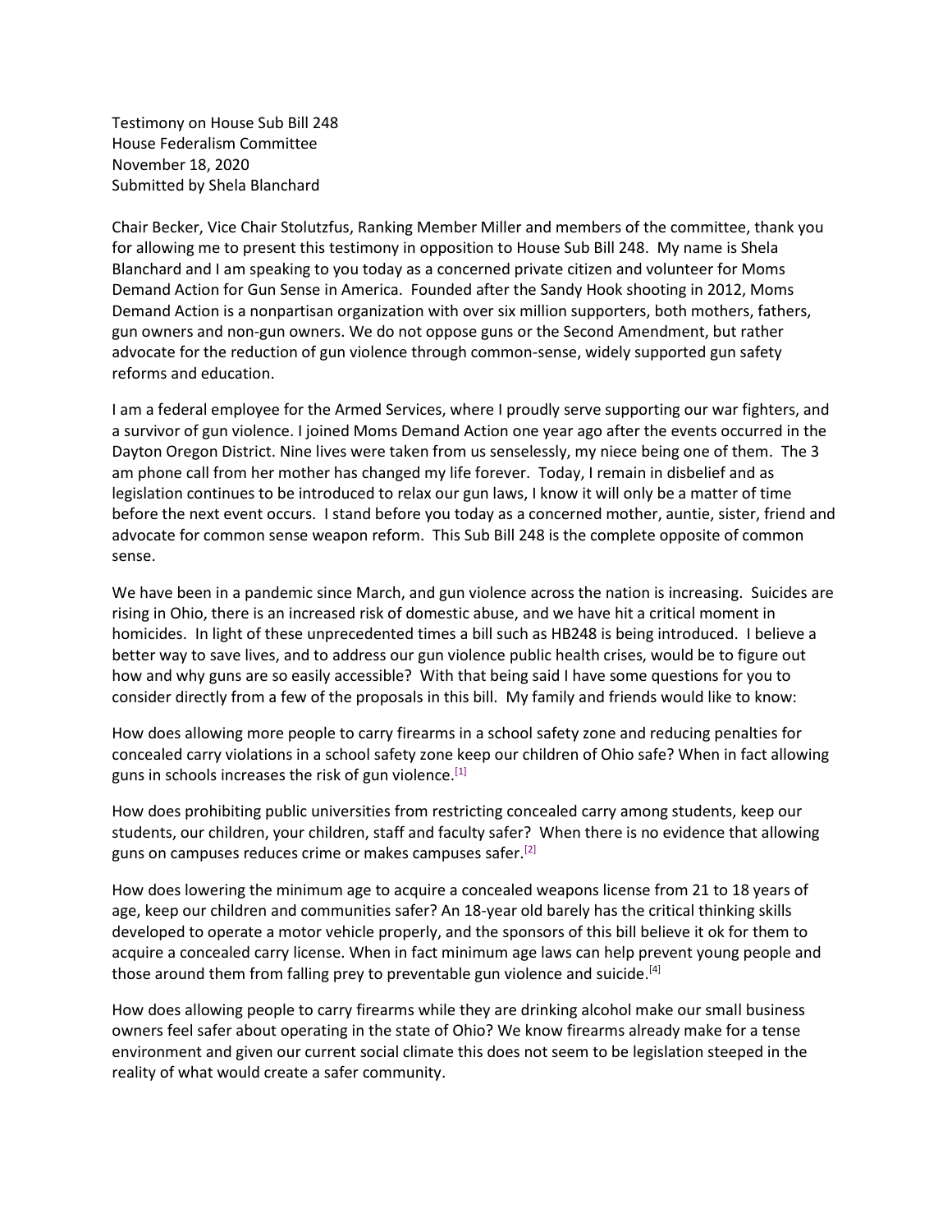Testimony on House Sub Bill 248
House Federalism Committee
November 18, 2020
Submitted by Shela Blanchard

Chair Becker, Vice Chair Stolutzfus, Ranking Member Miller and members of the committee, thank you for allowing me to present this testimony in opposition to House Sub Bill 248. My name is Shela Blanchard and I am speaking to you today as a concerned private citizen and volunteer for Moms Demand Action for Gun Sense in America. Founded after the Sandy Hook shooting in 2012, Moms Demand Action is a nonpartisan organization with over six million supporters, both mothers, fathers, gun owners and non-gun owners. We do not oppose guns or the Second Amendment, but rather advocate for the reduction of gun violence through common-sense, widely supported gun safety reforms and education.

I am a federal employee for the Armed Services, where I proudly serve supporting our war fighters, and a survivor of gun violence. I joined Moms Demand Action one year ago after the events occurred in the Dayton Oregon District. Nine lives were taken from us senselessly, my niece being one of them. The 3 am phone call from her mother has changed my life forever. Today, I remain in disbelief and as legislation continues to be introduced to relax our gun laws, I know it will only be a matter of time before the next event occurs. I stand before you today as a concerned mother, auntie, sister, friend and advocate for common sense weapon reform. This Sub Bill 248 is the complete opposite of common sense.

We have been in a pandemic since March, and gun violence across the nation is increasing. Suicides are rising in Ohio, there is an increased risk of domestic abuse, and we have hit a critical moment in homicides. In light of these unprecedented times a bill such as HB248 is being introduced. I believe a better way to save lives, and to address our gun violence public health crises, would be to figure out how and why guns are so easily accessible? With that being said I have some questions for you to consider directly from a few of the proposals in this bill. My family and friends would like to know:

How does allowing more people to carry firearms in a school safety zone and reducing penalties for concealed carry violations in a school safety zone keep our children of Ohio safe? When in fact allowing guns in schools increases the risk of gun violence.[1]

How does prohibiting public universities from restricting concealed carry among students, keep our students, our children, your children, staff and faculty safer? When there is no evidence that allowing guns on campuses reduces crime or makes campuses safer.[2]

How does lowering the minimum age to acquire a concealed weapons license from 21 to 18 years of age, keep our children and communities safer? An 18-year old barely has the critical thinking skills developed to operate a motor vehicle properly, and the sponsors of this bill believe it ok for them to acquire a concealed carry license. When in fact minimum age laws can help prevent young people and those around them from falling prey to preventable gun violence and suicide.[4]

How does allowing people to carry firearms while they are drinking alcohol make our small business owners feel safer about operating in the state of Ohio? We know firearms already make for a tense environment and given our current social climate this does not seem to be legislation steeped in the reality of what would create a safer community.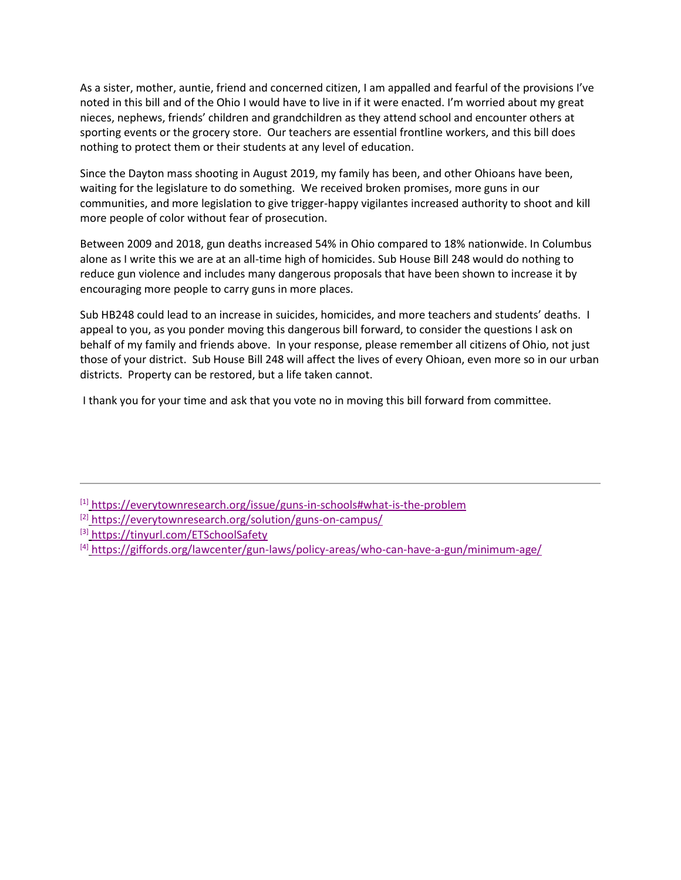As a sister, mother, auntie, friend and concerned citizen, I am appalled and fearful of the provisions I've noted in this bill and of the Ohio I would have to live in if it were enacted. I'm worried about my great nieces, nephews, friends' children and grandchildren as they attend school and encounter others at sporting events or the grocery store. Our teachers are essential frontline workers, and this bill does nothing to protect them or their students at any level of education.

Since the Dayton mass shooting in August 2019, my family has been, and other Ohioans have been, waiting for the legislature to do something. We received broken promises, more guns in our communities, and more legislation to give trigger-happy vigilantes increased authority to shoot and kill more people of color without fear of prosecution.

Between 2009 and 2018, gun deaths increased 54% in Ohio compared to 18% nationwide. In Columbus alone as I write this we are at an all-time high of homicides. Sub House Bill 248 would do nothing to reduce gun violence and includes many dangerous proposals that have been shown to increase it by encouraging more people to carry guns in more places.

Sub HB248 could lead to an increase in suicides, homicides, and more teachers and students' deaths. I appeal to you, as you ponder moving this dangerous bill forward, to consider the questions I ask on behalf of my family and friends above. In your response, please remember all citizens of Ohio, not just those of your district. Sub House Bill 248 will affect the lives of every Ohioan, even more so in our urban districts. Property can be restored, but a life taken cannot.

I thank you for your time and ask that you vote no in moving this bill forward from committee.

---

[1] https://everytownresearch.org/issue/guns-in-schools#what-is-the-problem

[2] https://everytownresearch.org/solution/guns-on-campus/

[3] https://tinyurl.com/ETSchoolSafety

[4] https://giffords.org/lawcenter/gun-laws/policy-areas/who-can-have-a-gun/minimum-age/